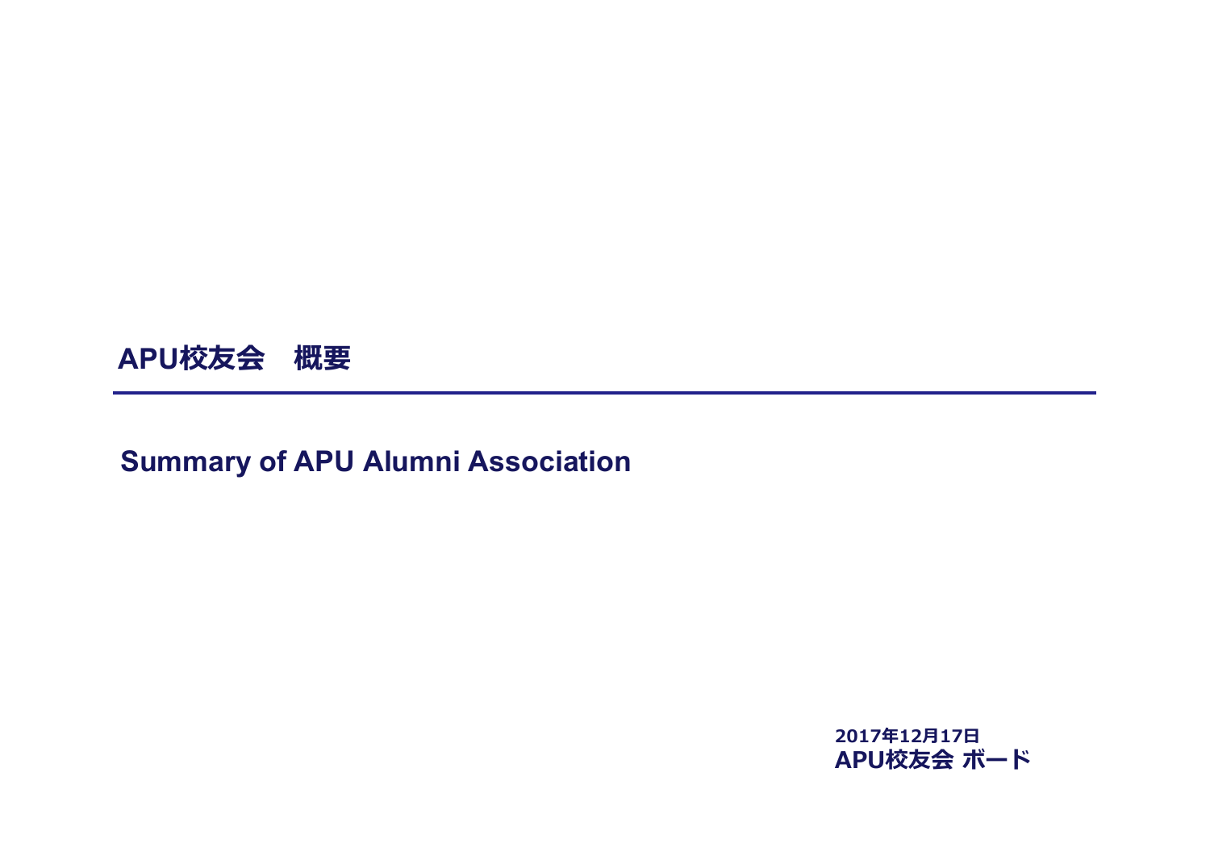# APU校友会　概要

## Summary of APU Alumni Association

2017年12月17日
APU校友会 ボード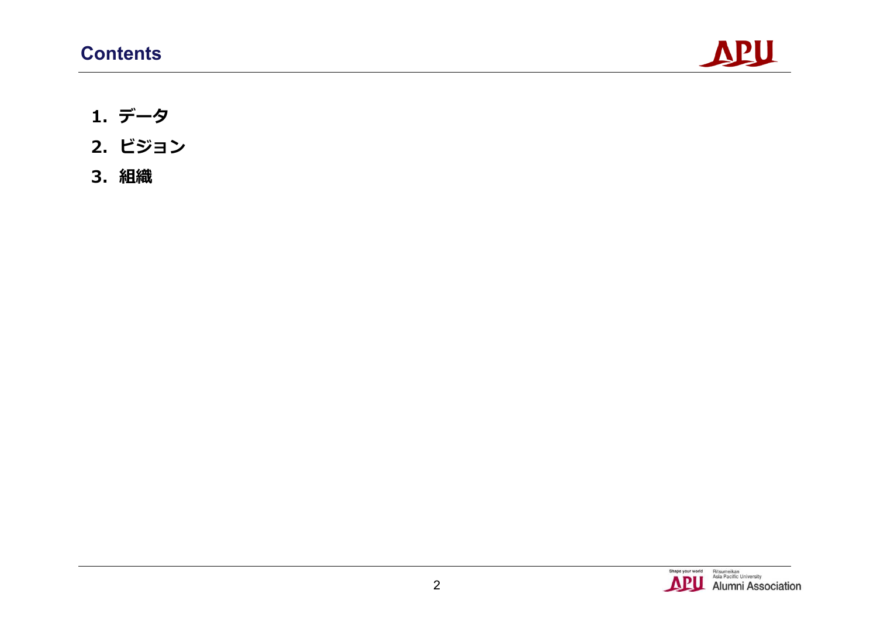# Contents

1．データ
2. ビジョン
3．組織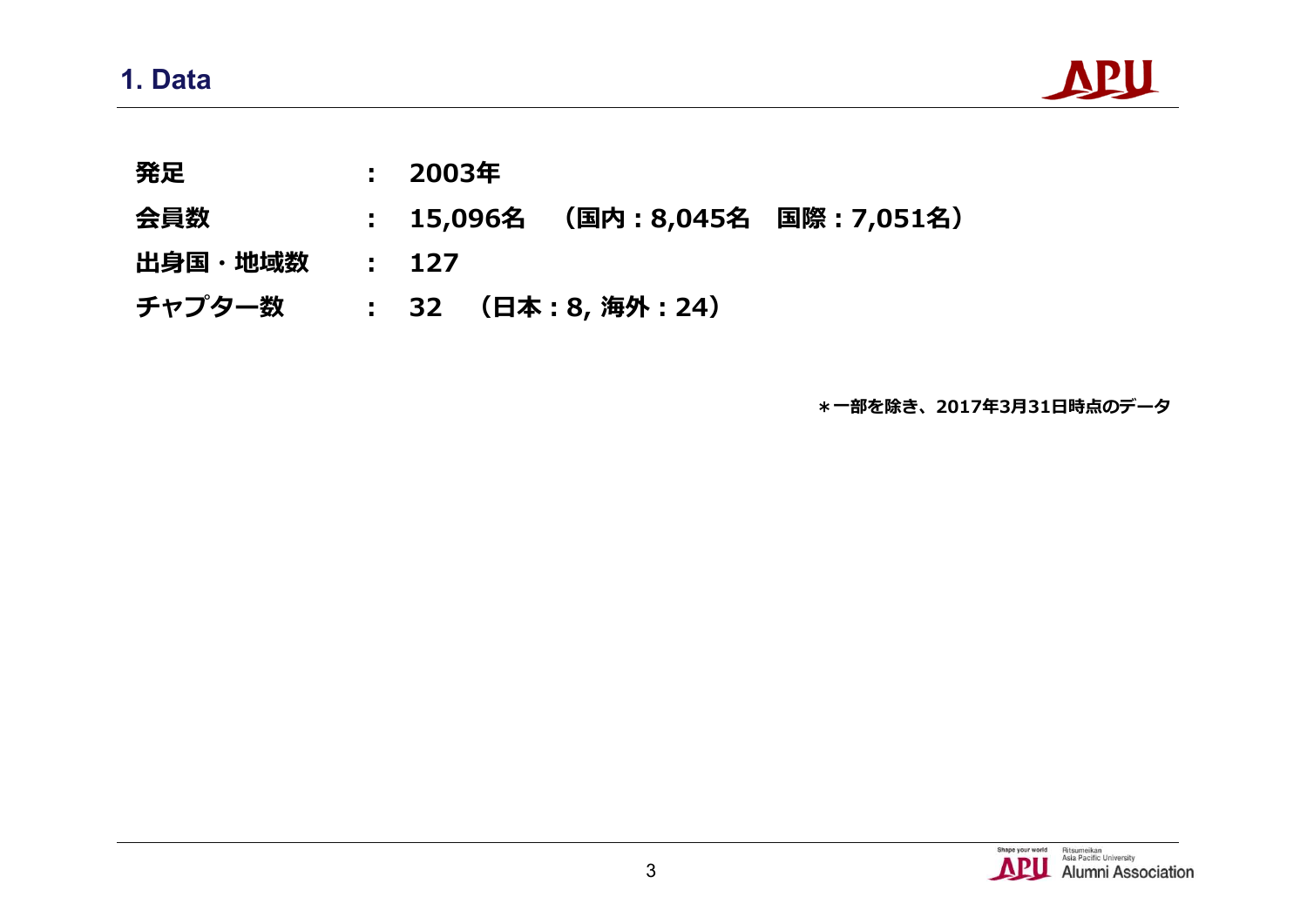# 1. Data

**発足　：　2003年**

**会員数　：　15,096名　（国内：8,045名　国際：7,051名）**

**出身国・地域数　：　127**

**チャプター数　：　32　（日本：8, 海外：24）**

**＊一部を除き、2017年3月31日時点のデータ**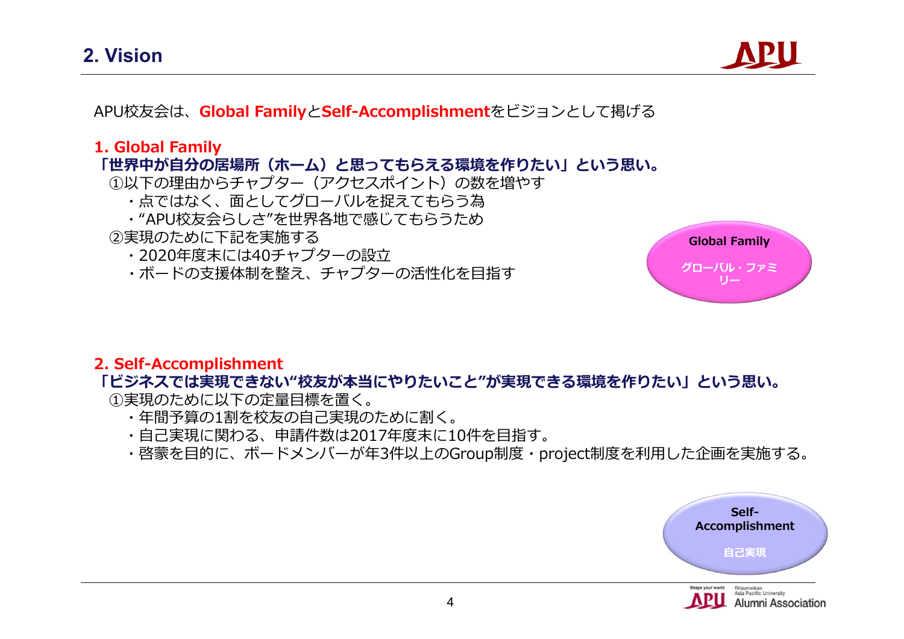## 2. Vision

APU校友会は、**Global Family**と**Self-Accomplishment**をビジョンとして掲げる

### 1. Global Family

**「世界中が自分の居場所（ホーム）と思ってもらえる環境を作りたい」という思い。**

①以下の理由からチャプター（アクセスポイント）の数を増やす

- 点ではなく、面としてグローバルを捉えてもらう為
- "APU校友会らしさ"を世界各地で感じてもらうため

②実現のために下記を実施する

- 2020年度末には40チャプターの設立
- ボードの支援体制を整え、チャプターの活性化を目指す

Global Family

グローバル・ファミリー

### 2. Self-Accomplishment

**「ビジネスでは実現できない"校友が本当にやりたいこと"が実現できる環境を作りたい」という思い。**

①実現のために以下の定量目標を置く。

- 年間予算の1割を校友の自己実現のために割く。
- 自己実現に関わる、申請件数は2017年度末に10件を目指す。
- 啓蒙を目的に、ボードメンバーが年3件以上のGroup制度・project制度を利用した企画を実施する。

Self-Accomplishment

自己実現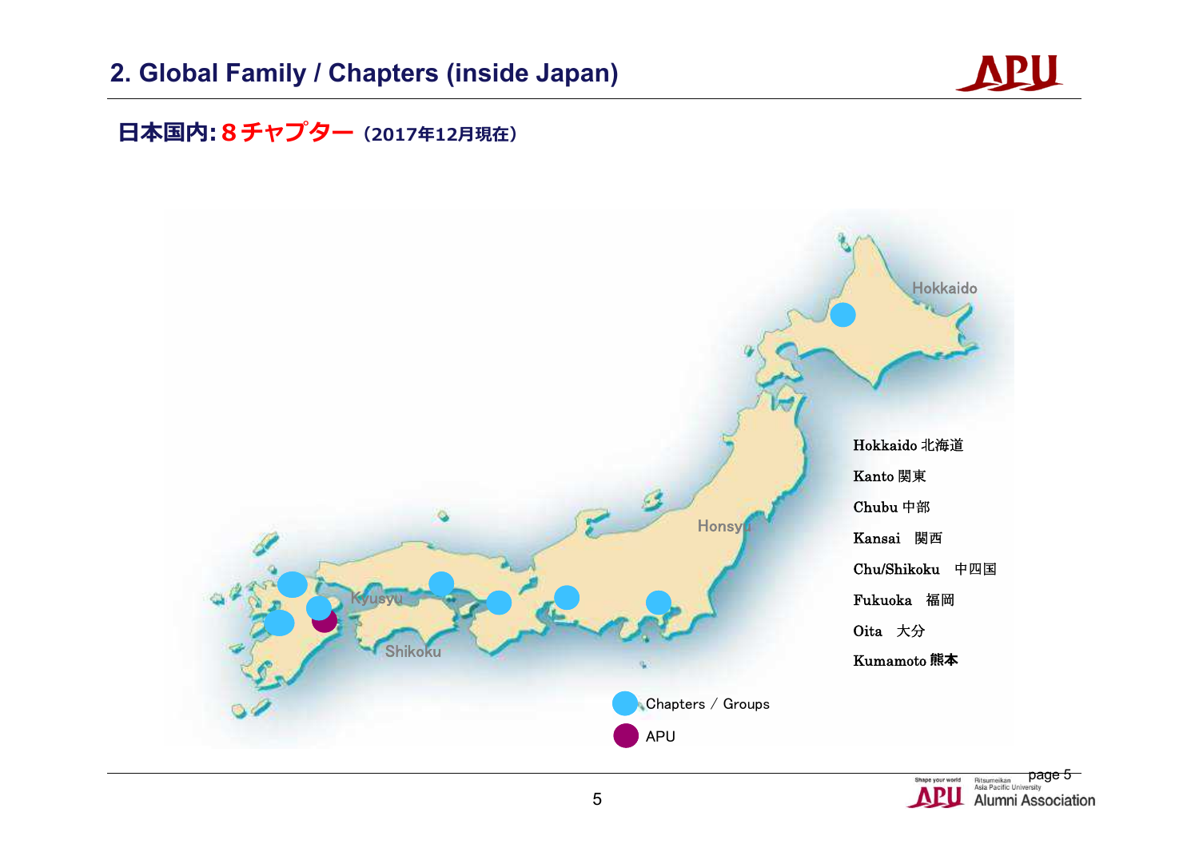## 2. Global Family / Chapters (inside Japan)

**日本国内: ８チャプター（2017年12月現在）**

Hokkaido

Honsyu

Kyusyu

Shikoku

Hokkaido 北海道

Kanto 関東

Chubu 中部

Kansai 関西

Chu/Shikoku 中四国

Fukuoka 福岡

Oita 大分

Kumamoto 熊本

Chapters / Groups

APU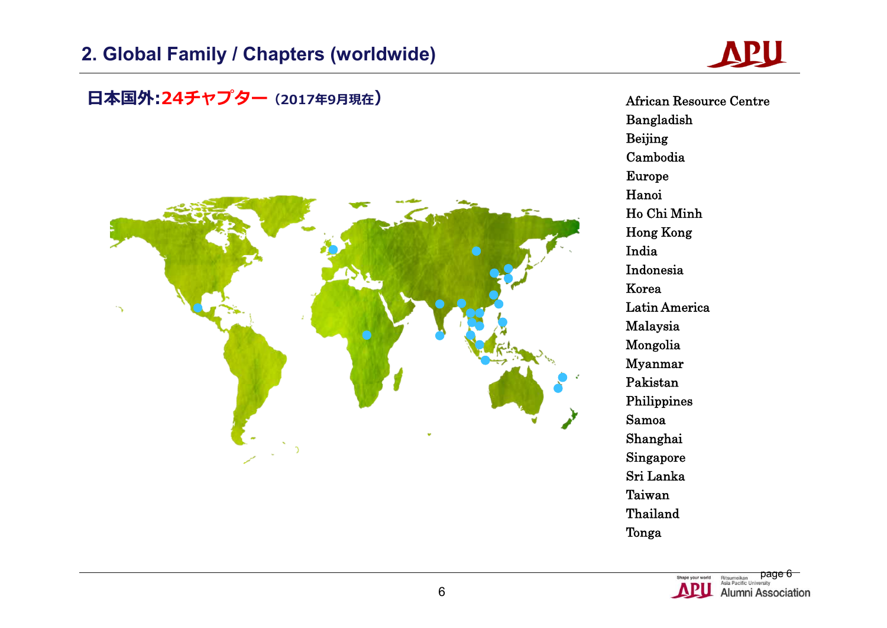## 2. Global Family / Chapters (worldwide)

**日本国外:24チャプター（2017年9月現在）**

- African Resource Centre
- Bangladish
- Beijing
- Cambodia
- Europe
- Hanoi
- Ho Chi Minh
- Hong Kong
- India
- Indonesia
- Korea
- Latin America
- Malaysia
- Mongolia
- Myanmar
- Pakistan
- Philippines
- Samoa
- Shanghai
- Singapore
- Sri Lanka
- Taiwan
- Thailand
- Tonga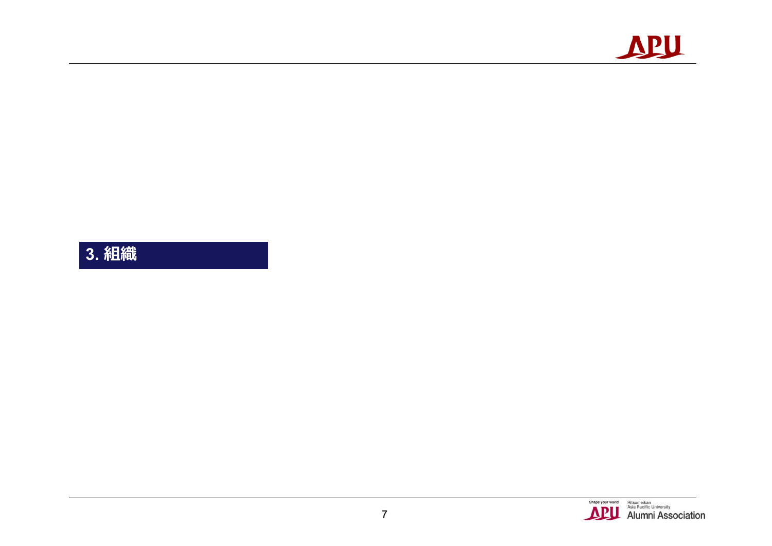# 3. 組織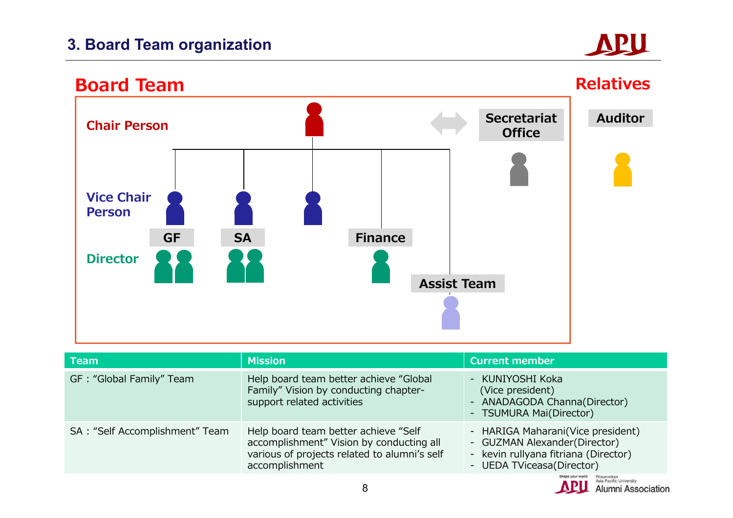# 3. Board Team organization

## Board Team

**Relatives**

Chair Person

Secretariat Office

Auditor

Vice Chair Person

GF

SA

Finance

Director

Assist Team

| Team | Mission | Current member |
|---|---|---|
| GF：“Global Family” Team | Help board team better achieve “Global Family” Vision by conducting chapter-support related activities | - KUNIYOSHI Koka (Vice president)<br>- ANADAGODA Channa(Director)<br>- TSUMURA Mai(Director) |
| SA：“Self Accomplishment” Team | Help board team better achieve “Self accomplishment” Vision by conducting all various of projects related to alumni’s self accomplishment | - HARIGA Maharani(Vice president)<br>- GUZMAN Alexander(Director)<br>- kevin rullyana fitriana (Director)<br>- UEDA TViceasa(Director) |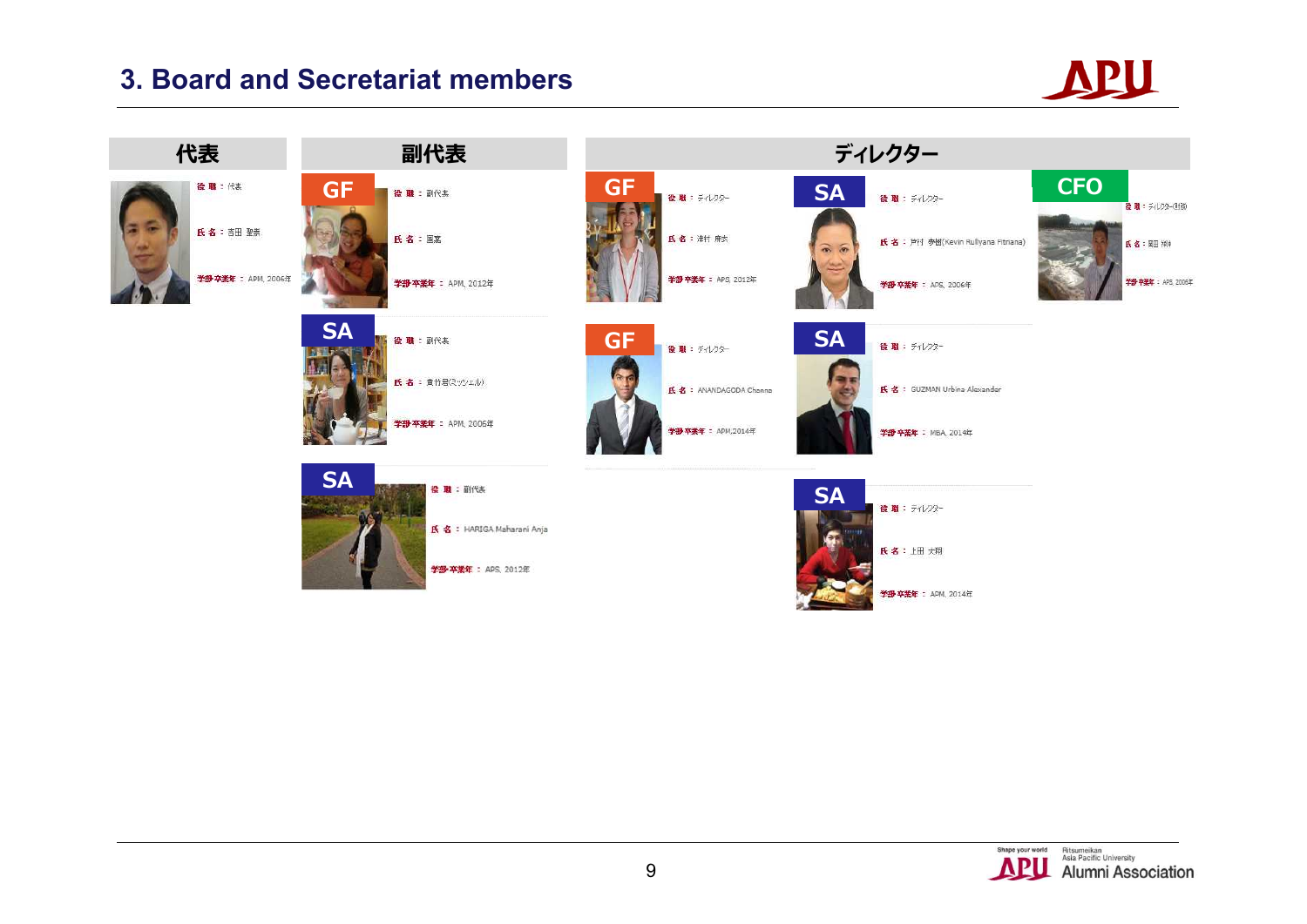## 3. Board and Secretariat members

### 代表

役 職：代表
氏 名：吉田 聖崇
学部・卒業年：APM, 2006年

### 副代表

**GF**
役 職：副代表
氏 名：国友
学部・卒業年：APM, 2012年

**SA**
役 職：副代表
氏 名：黄竹君(ミッシェル)
学部・卒業年：APM, 2006年

**SA**
役 職：副代表
氏 名：HARIGA Maharani Anja
学部・卒業年：APS, 2012年

### ディレクター

**GF**
役 職：ディレクター
氏 名：津村 育太
学部・卒業年：APS, 2012年

**GF**
役 職：ディレクター
氏 名：ANANDAGODA Channa
学部・卒業年：APM,2014年

**SA**
役 職：ディレクター
氏 名：戸村 季樹(Kevin Rullyana Fitriana)
学部・卒業年：APS, 2006年

**SA**
役 職：ディレクター
氏 名：GUZMAN Urbina Alexander
学部・卒業年：MBA, 2014年

**SA**
役 職：ディレクター
氏 名：上田 大翔
学部・卒業年：APM, 2014年

**CFO**
役 職：ディレクター(財務)
氏 名：岡田 祐伸
学部・卒業年：APS, 2006年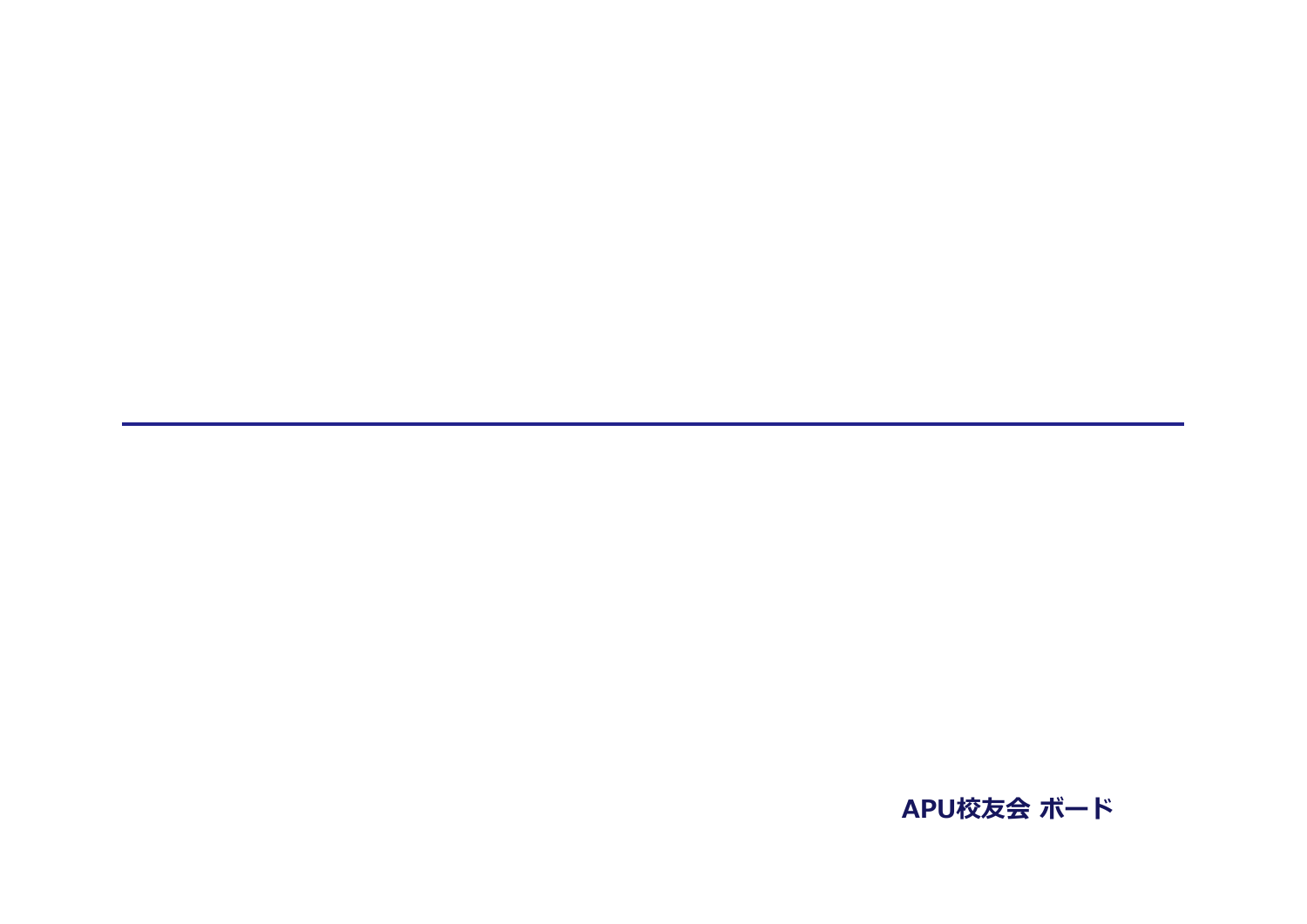**APU校友会 ボード**